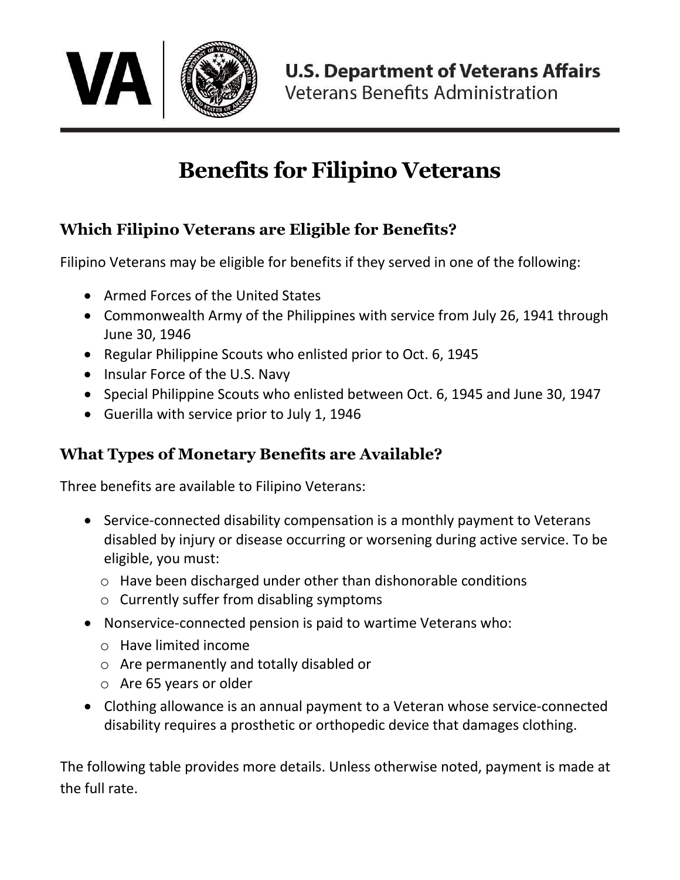U.S. Department of Veterans Affairs
Veterans Benefits Administration

# Benefits for Filipino Veterans

## Which Filipino Veterans are Eligible for Benefits?

Filipino Veterans may be eligible for benefits if they served in one of the following:

- Armed Forces of the United States
- Commonwealth Army of the Philippines with service from July 26, 1941 through June 30, 1946
- Regular Philippine Scouts who enlisted prior to Oct. 6, 1945
- Insular Force of the U.S. Navy
- Special Philippine Scouts who enlisted between Oct. 6, 1945 and June 30, 1947
- Guerilla with service prior to July 1, 1946

## What Types of Monetary Benefits are Available?

Three benefits are available to Filipino Veterans:

- Service-connected disability compensation is a monthly payment to Veterans disabled by injury or disease occurring or worsening during active service. To be eligible, you must:
  - Have been discharged under other than dishonorable conditions
  - Currently suffer from disabling symptoms
- Nonservice-connected pension is paid to wartime Veterans who:
  - Have limited income
  - Are permanently and totally disabled or
  - Are 65 years or older
- Clothing allowance is an annual payment to a Veteran whose service-connected disability requires a prosthetic or orthopedic device that damages clothing.

The following table provides more details. Unless otherwise noted, payment is made at the full rate.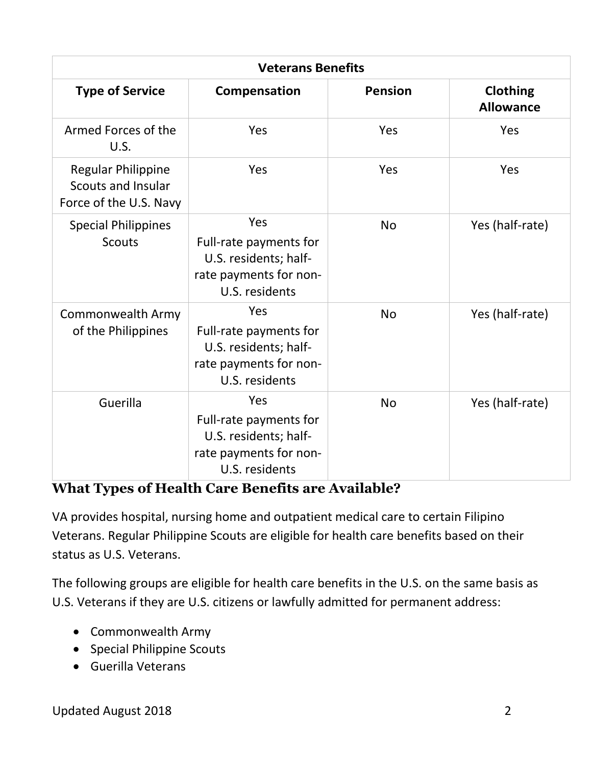| Veterans Benefits | | | |
|---|---|---|---|
| **Type of Service** | **Compensation** | **Pension** | **Clothing Allowance** |
| Armed Forces of the U.S. | Yes | Yes | Yes |
| Regular Philippine Scouts and Insular Force of the U.S. Navy | Yes | Yes | Yes |
| Special Philippines Scouts | Yes<br>Full-rate payments for U.S. residents; half-rate payments for non-U.S. residents | No | Yes (half-rate) |
| Commonwealth Army of the Philippines | Yes<br>Full-rate payments for U.S. residents; half-rate payments for non-U.S. residents | No | Yes (half-rate) |
| Guerilla | Yes<br>Full-rate payments for U.S. residents; half-rate payments for non-U.S. residents | No | Yes (half-rate) |

## What Types of Health Care Benefits are Available?

VA provides hospital, nursing home and outpatient medical care to certain Filipino Veterans. Regular Philippine Scouts are eligible for health care benefits based on their status as U.S. Veterans.

The following groups are eligible for health care benefits in the U.S. on the same basis as U.S. Veterans if they are U.S. citizens or lawfully admitted for permanent address:

- Commonwealth Army
- Special Philippine Scouts
- Guerilla Veterans

Updated August 2018